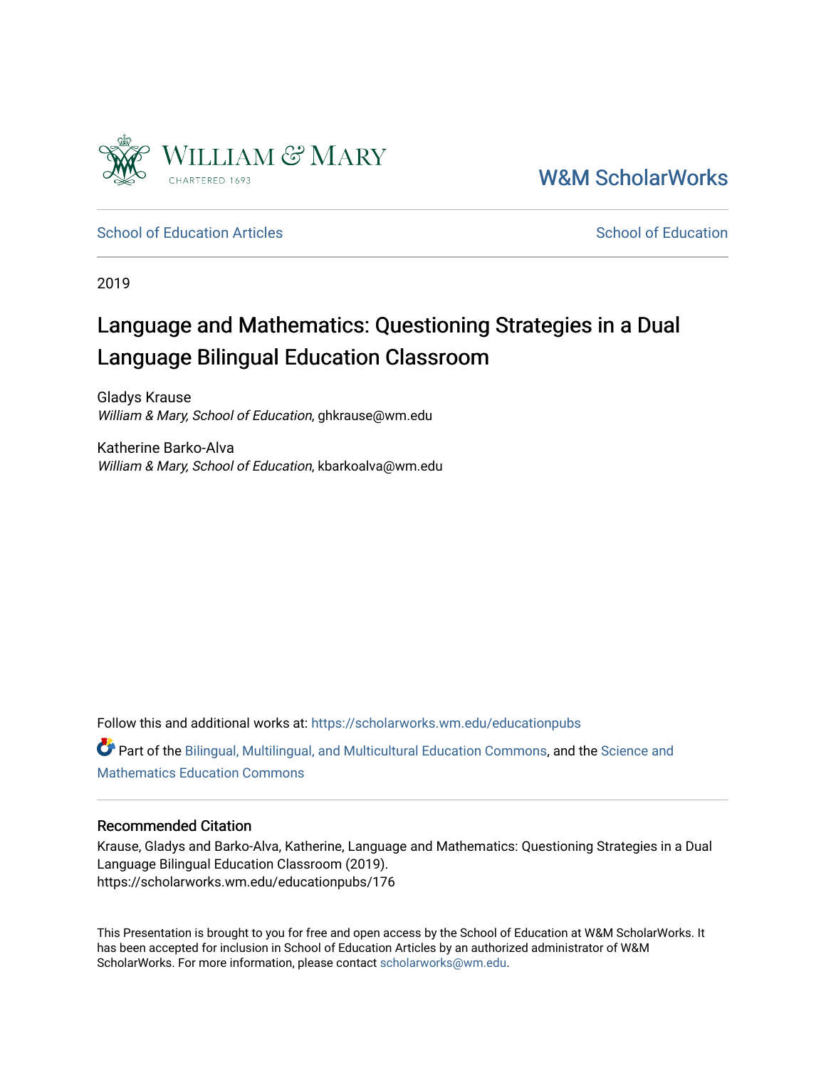William & Mary
CHARTERED 1693

W&M ScholarWorks

School of Education Articles

School of Education

2019

# Language and Mathematics: Questioning Strategies in a Dual Language Bilingual Education Classroom

Gladys Krause
*William & Mary, School of Education*, ghkrause@wm.edu

Katherine Barko-Alva
*William & Mary, School of Education*, kbarkoalva@wm.edu

Follow this and additional works at: https://scholarworks.wm.edu/educationpubs

Part of the Bilingual, Multilingual, and Multicultural Education Commons, and the Science and Mathematics Education Commons

## Recommended Citation

Krause, Gladys and Barko-Alva, Katherine, Language and Mathematics: Questioning Strategies in a Dual Language Bilingual Education Classroom (2019).
https://scholarworks.wm.edu/educationpubs/176

This Presentation is brought to you for free and open access by the School of Education at W&M ScholarWorks. It has been accepted for inclusion in School of Education Articles by an authorized administrator of W&M ScholarWorks. For more information, please contact scholarworks@wm.edu.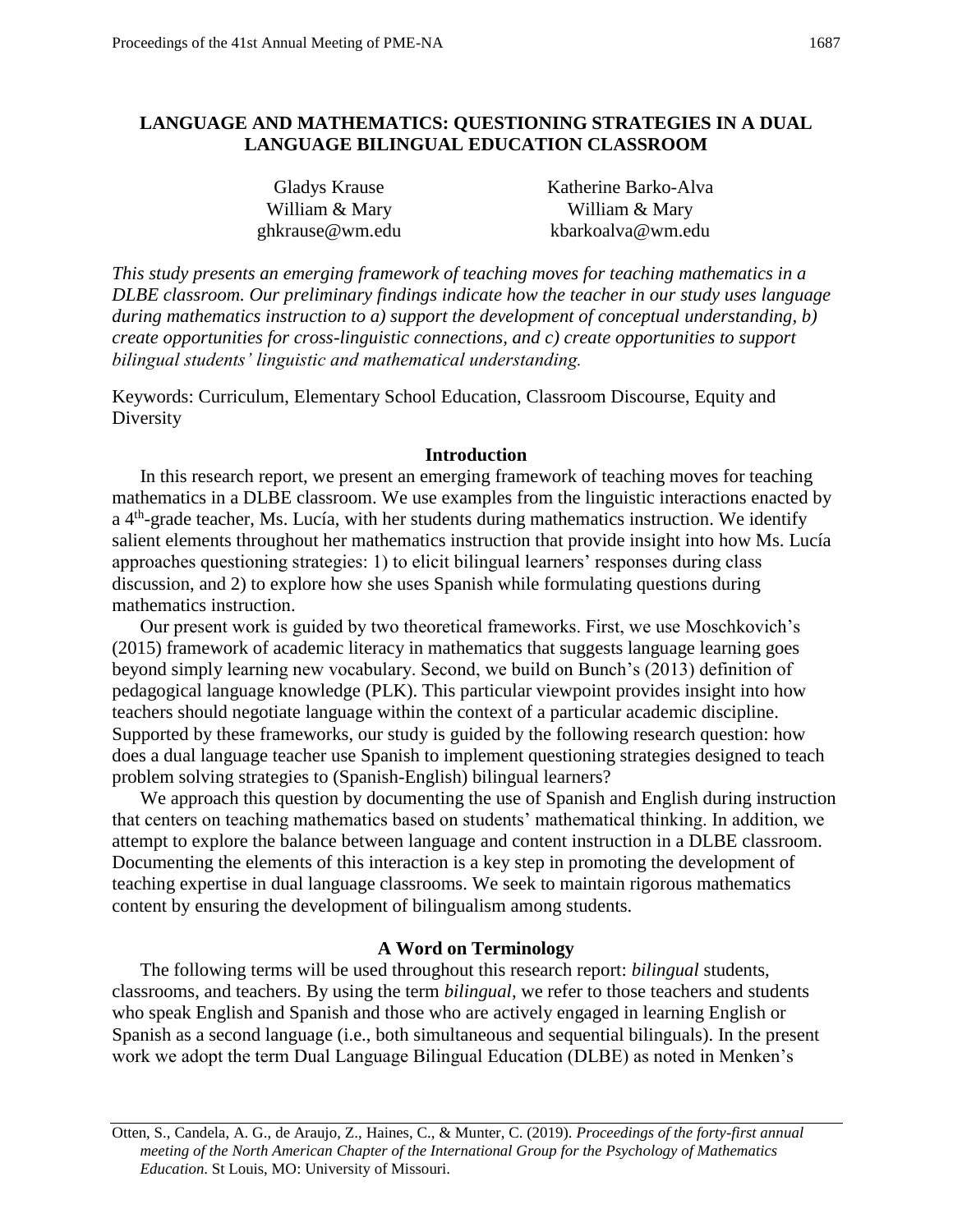# LANGUAGE AND MATHEMATICS: QUESTIONING STRATEGIES IN A DUAL LANGUAGE BILINGUAL EDUCATION CLASSROOM

Gladys Krause
William & Mary
ghkrause@wm.edu

Katherine Barko-Alva
William & Mary
kbarkoalva@wm.edu

*This study presents an emerging framework of teaching moves for teaching mathematics in a DLBE classroom. Our preliminary findings indicate how the teacher in our study uses language during mathematics instruction to a) support the development of conceptual understanding, b) create opportunities for cross-linguistic connections, and c) create opportunities to support bilingual students' linguistic and mathematical understanding.*

Keywords: Curriculum, Elementary School Education, Classroom Discourse, Equity and Diversity

## Introduction

In this research report, we present an emerging framework of teaching moves for teaching mathematics in a DLBE classroom. We use examples from the linguistic interactions enacted by a 4th-grade teacher, Ms. Lucía, with her students during mathematics instruction. We identify salient elements throughout her mathematics instruction that provide insight into how Ms. Lucía approaches questioning strategies: 1) to elicit bilingual learners' responses during class discussion, and 2) to explore how she uses Spanish while formulating questions during mathematics instruction.

Our present work is guided by two theoretical frameworks. First, we use Moschkovich's (2015) framework of academic literacy in mathematics that suggests language learning goes beyond simply learning new vocabulary. Second, we build on Bunch's (2013) definition of pedagogical language knowledge (PLK). This particular viewpoint provides insight into how teachers should negotiate language within the context of a particular academic discipline. Supported by these frameworks, our study is guided by the following research question: how does a dual language teacher use Spanish to implement questioning strategies designed to teach problem solving strategies to (Spanish-English) bilingual learners?

We approach this question by documenting the use of Spanish and English during instruction that centers on teaching mathematics based on students' mathematical thinking. In addition, we attempt to explore the balance between language and content instruction in a DLBE classroom. Documenting the elements of this interaction is a key step in promoting the development of teaching expertise in dual language classrooms. We seek to maintain rigorous mathematics content by ensuring the development of bilingualism among students.

## A Word on Terminology

The following terms will be used throughout this research report: *bilingual* students, classrooms, and teachers. By using the term *bilingual*, we refer to those teachers and students who speak English and Spanish and those who are actively engaged in learning English or Spanish as a second language (i.e., both simultaneous and sequential bilinguals). In the present work we adopt the term Dual Language Bilingual Education (DLBE) as noted in Menken's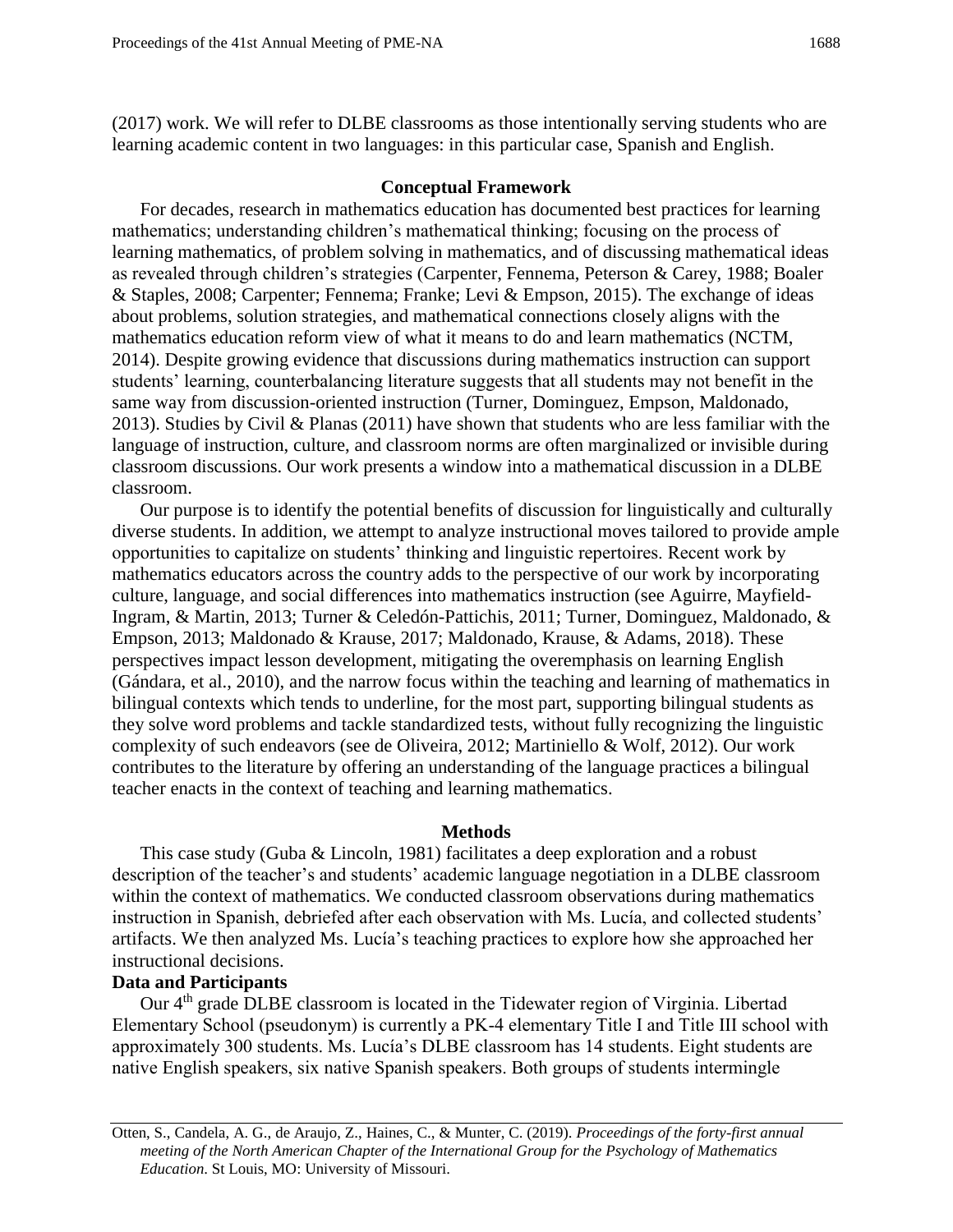(2017) work. We will refer to DLBE classrooms as those intentionally serving students who are learning academic content in two languages: in this particular case, Spanish and English.

## Conceptual Framework

For decades, research in mathematics education has documented best practices for learning mathematics; understanding children's mathematical thinking; focusing on the process of learning mathematics, of problem solving in mathematics, and of discussing mathematical ideas as revealed through children's strategies (Carpenter, Fennema, Peterson & Carey, 1988; Boaler & Staples, 2008; Carpenter; Fennema; Franke; Levi & Empson, 2015). The exchange of ideas about problems, solution strategies, and mathematical connections closely aligns with the mathematics education reform view of what it means to do and learn mathematics (NCTM, 2014). Despite growing evidence that discussions during mathematics instruction can support students' learning, counterbalancing literature suggests that all students may not benefit in the same way from discussion-oriented instruction (Turner, Dominguez, Empson, Maldonado, 2013). Studies by Civil & Planas (2011) have shown that students who are less familiar with the language of instruction, culture, and classroom norms are often marginalized or invisible during classroom discussions. Our work presents a window into a mathematical discussion in a DLBE classroom.

Our purpose is to identify the potential benefits of discussion for linguistically and culturally diverse students. In addition, we attempt to analyze instructional moves tailored to provide ample opportunities to capitalize on students' thinking and linguistic repertoires. Recent work by mathematics educators across the country adds to the perspective of our work by incorporating culture, language, and social differences into mathematics instruction (see Aguirre, Mayfield-Ingram, & Martin, 2013; Turner & Celedón-Pattichis, 2011; Turner, Dominguez, Maldonado, & Empson, 2013; Maldonado & Krause, 2017; Maldonado, Krause, & Adams, 2018). These perspectives impact lesson development, mitigating the overemphasis on learning English (Gándara, et al., 2010), and the narrow focus within the teaching and learning of mathematics in bilingual contexts which tends to underline, for the most part, supporting bilingual students as they solve word problems and tackle standardized tests, without fully recognizing the linguistic complexity of such endeavors (see de Oliveira, 2012; Martiniello & Wolf, 2012). Our work contributes to the literature by offering an understanding of the language practices a bilingual teacher enacts in the context of teaching and learning mathematics.

## Methods

This case study (Guba & Lincoln, 1981) facilitates a deep exploration and a robust description of the teacher's and students' academic language negotiation in a DLBE classroom within the context of mathematics. We conducted classroom observations during mathematics instruction in Spanish, debriefed after each observation with Ms. Lucía, and collected students' artifacts. We then analyzed Ms. Lucía's teaching practices to explore how she approached her instructional decisions.

### Data and Participants

Our 4th grade DLBE classroom is located in the Tidewater region of Virginia. Libertad Elementary School (pseudonym) is currently a PK-4 elementary Title I and Title III school with approximately 300 students. Ms. Lucía's DLBE classroom has 14 students. Eight students are native English speakers, six native Spanish speakers. Both groups of students intermingle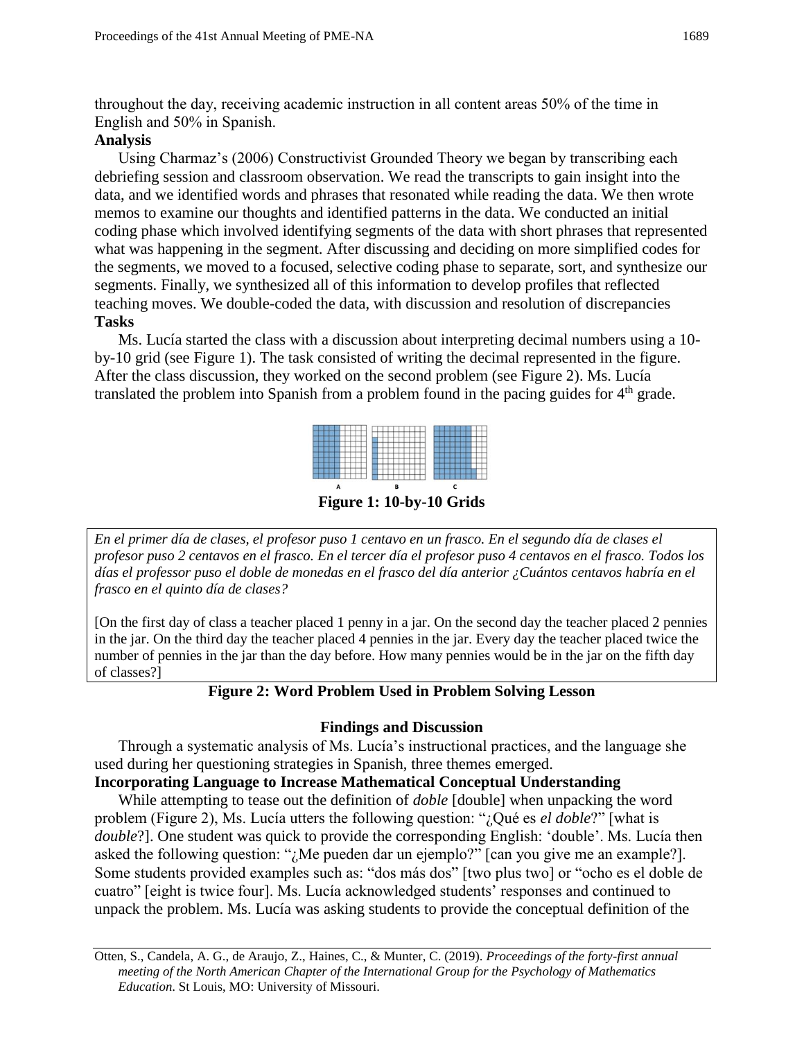throughout the day, receiving academic instruction in all content areas 50% of the time in English and 50% in Spanish.

### Analysis

Using Charmaz's (2006) Constructivist Grounded Theory we began by transcribing each debriefing session and classroom observation. We read the transcripts to gain insight into the data, and we identified words and phrases that resonated while reading the data. We then wrote memos to examine our thoughts and identified patterns in the data. We conducted an initial coding phase which involved identifying segments of the data with short phrases that represented what was happening in the segment. After discussing and deciding on more simplified codes for the segments, we moved to a focused, selective coding phase to separate, sort, and synthesize our segments. Finally, we synthesized all of this information to develop profiles that reflected teaching moves. We double-coded the data, with discussion and resolution of discrepancies

### Tasks

Ms. Lucía started the class with a discussion about interpreting decimal numbers using a 10-by-10 grid (see Figure 1). The task consisted of writing the decimal represented in the figure. After the class discussion, they worked on the second problem (see Figure 2). Ms. Lucía translated the problem into Spanish from a problem found in the pacing guides for 4th grade.

**Figure 1: 10-by-10 Grids**

*En el primer día de clases, el profesor puso 1 centavo en un frasco. En el segundo día de clases el profesor puso 2 centavos en el frasco. En el tercer día el profesor puso 4 centavos en el frasco. Todos los días el professor puso el doble de monedas en el frasco del día anterior ¿Cuántos centavos habría en el frasco en el quinto día de clases?*

[On the first day of class a teacher placed 1 penny in a jar. On the second day the teacher placed 2 pennies in the jar. On the third day the teacher placed 4 pennies in the jar. Every day the teacher placed twice the number of pennies in the jar than the day before. How many pennies would be in the jar on the fifth day of classes?]

**Figure 2: Word Problem Used in Problem Solving Lesson**

## Findings and Discussion

Through a systematic analysis of Ms. Lucía's instructional practices, and the language she used during her questioning strategies in Spanish, three themes emerged.

### Incorporating Language to Increase Mathematical Conceptual Understanding

While attempting to tease out the definition of *doble* [double] when unpacking the word problem (Figure 2), Ms. Lucía utters the following question: "¿Qué es *el doble*?" [what is *double*?]. One student was quick to provide the corresponding English: 'double'. Ms. Lucía then asked the following question: "¿Me pueden dar un ejemplo?" [can you give me an example?]. Some students provided examples such as: "dos más dos" [two plus two] or "ocho es el doble de cuatro" [eight is twice four]. Ms. Lucía acknowledged students' responses and continued to unpack the problem. Ms. Lucía was asking students to provide the conceptual definition of the

Otten, S., Candela, A. G., de Araujo, Z., Haines, C., & Munter, C. (2019). *Proceedings of the forty-first annual meeting of the North American Chapter of the International Group for the Psychology of Mathematics Education*. St Louis, MO: University of Missouri.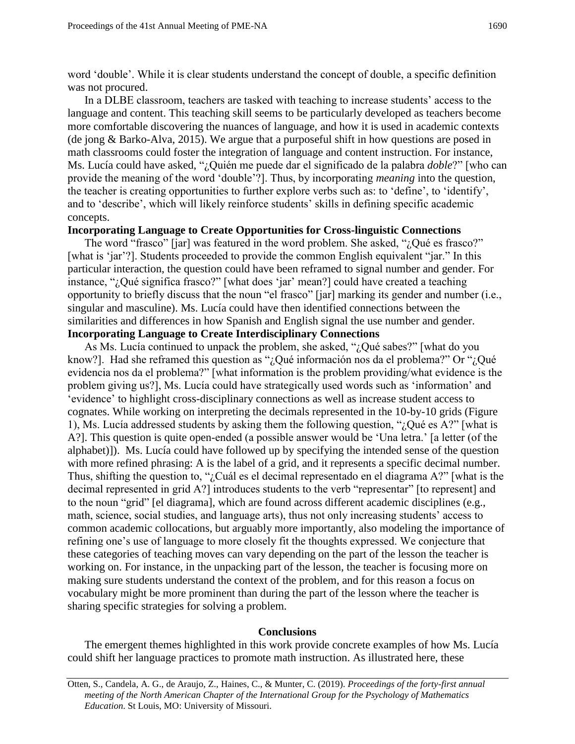word 'double'. While it is clear students understand the concept of double, a specific definition was not procured.

In a DLBE classroom, teachers are tasked with teaching to increase students' access to the language and content. This teaching skill seems to be particularly developed as teachers become more comfortable discovering the nuances of language, and how it is used in academic contexts (de jong & Barko-Alva, 2015). We argue that a purposeful shift in how questions are posed in math classrooms could foster the integration of language and content instruction. For instance, Ms. Lucía could have asked, "¿Quién me puede dar el significado de la palabra *doble*?" [who can provide the meaning of the word 'double'?]. Thus, by incorporating *meaning* into the question, the teacher is creating opportunities to further explore verbs such as: to 'define', to 'identify', and to 'describe', which will likely reinforce students' skills in defining specific academic concepts.

**Incorporating Language to Create Opportunities for Cross-linguistic Connections**

The word "frasco" [jar] was featured in the word problem. She asked, "¿Qué es frasco?" [what is 'jar'?]. Students proceeded to provide the common English equivalent "jar." In this particular interaction, the question could have been reframed to signal number and gender. For instance, "¿Qué significa frasco?" [what does 'jar' mean?] could have created a teaching opportunity to briefly discuss that the noun "el frasco" [jar] marking its gender and number (i.e., singular and masculine). Ms. Lucía could have then identified connections between the similarities and differences in how Spanish and English signal the use number and gender.

**Incorporating Language to Create Interdisciplinary Connections**

As Ms. Lucía continued to unpack the problem, she asked, "¿Qué sabes?" [what do you know?]. Had she reframed this question as "¿Qué información nos da el problema?" Or "¿Qué evidencia nos da el problema?" [what information is the problem providing/what evidence is the problem giving us?], Ms. Lucía could have strategically used words such as 'information' and 'evidence' to highlight cross-disciplinary connections as well as increase student access to cognates. While working on interpreting the decimals represented in the 10-by-10 grids (Figure 1), Ms. Lucía addressed students by asking them the following question, "¿Qué es A?" [what is A?]. This question is quite open-ended (a possible answer would be 'Una letra.' [a letter (of the alphabet)]). Ms. Lucía could have followed up by specifying the intended sense of the question with more refined phrasing: A is the label of a grid, and it represents a specific decimal number. Thus, shifting the question to, "¿Cuál es el decimal representado en el diagrama A?" [what is the decimal represented in grid A?] introduces students to the verb "representar" [to represent] and to the noun "grid" [el diagrama], which are found across different academic disciplines (e.g., math, science, social studies, and language arts), thus not only increasing students' access to common academic collocations, but arguably more importantly, also modeling the importance of refining one's use of language to more closely fit the thoughts expressed. We conjecture that these categories of teaching moves can vary depending on the part of the lesson the teacher is working on. For instance, in the unpacking part of the lesson, the teacher is focusing more on making sure students understand the context of the problem, and for this reason a focus on vocabulary might be more prominent than during the part of the lesson where the teacher is sharing specific strategies for solving a problem.

## Conclusions

The emergent themes highlighted in this work provide concrete examples of how Ms. Lucía could shift her language practices to promote math instruction. As illustrated here, these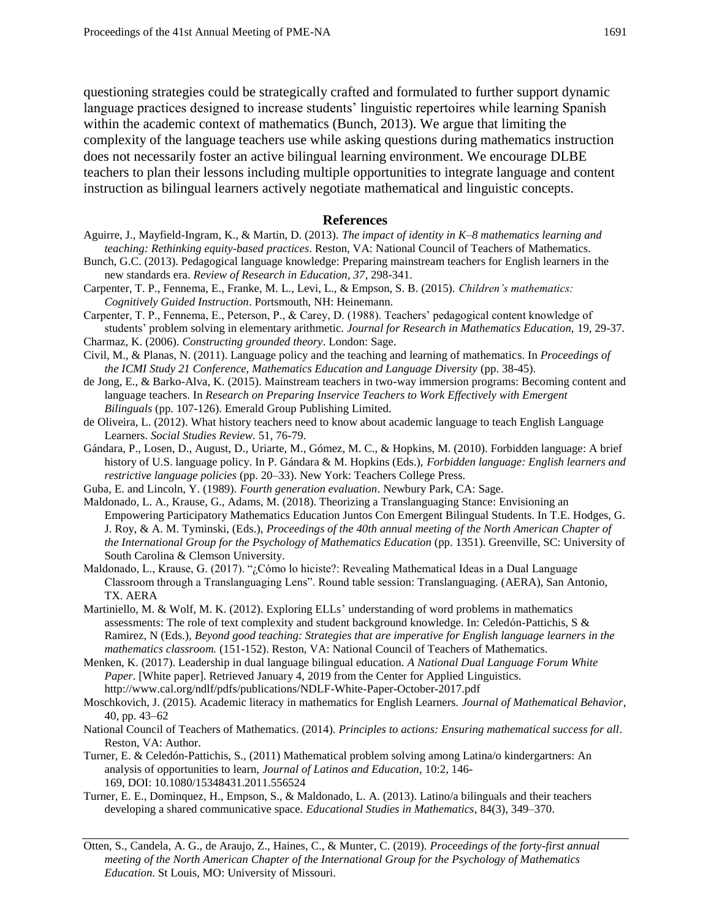questioning strategies could be strategically crafted and formulated to further support dynamic language practices designed to increase students' linguistic repertoires while learning Spanish within the academic context of mathematics (Bunch, 2013). We argue that limiting the complexity of the language teachers use while asking questions during mathematics instruction does not necessarily foster an active bilingual learning environment. We encourage DLBE teachers to plan their lessons including multiple opportunities to integrate language and content instruction as bilingual learners actively negotiate mathematical and linguistic concepts.

## References

Aguirre, J., Mayfield-Ingram, K., & Martin, D. (2013). *The impact of identity in K–8 mathematics learning and teaching: Rethinking equity-based practices*. Reston, VA: National Council of Teachers of Mathematics.

Bunch, G.C. (2013). Pedagogical language knowledge: Preparing mainstream teachers for English learners in the new standards era. *Review of Research in Education, 37*, 298-341.

Carpenter, T. P., Fennema, E., Franke, M. L., Levi, L., & Empson, S. B. (2015). *Children's mathematics: Cognitively Guided Instruction*. Portsmouth, NH: Heinemann.

Carpenter, T. P., Fennema, E., Peterson, P., & Carey, D. (1988). Teachers' pedagogical content knowledge of students' problem solving in elementary arithmetic. *Journal for Research in Mathematics Education,* 19, 29-37.

Charmaz, K. (2006). *Constructing grounded theory*. London: Sage.

Civil, M., & Planas, N. (2011). Language policy and the teaching and learning of mathematics. In *Proceedings of the ICMI Study 21 Conference, Mathematics Education and Language Diversity* (pp. 38-45).

de Jong, E., & Barko-Alva, K. (2015). Mainstream teachers in two-way immersion programs: Becoming content and language teachers. In *Research on Preparing Inservice Teachers to Work Effectively with Emergent Bilinguals* (pp. 107-126). Emerald Group Publishing Limited.

de Oliveira, L. (2012). What history teachers need to know about academic language to teach English Language Learners. *Social Studies Review.* 51, 76-79.

Gándara, P., Losen, D., August, D., Uriarte, M., Gómez, M. C., & Hopkins, M. (2010). Forbidden language: A brief history of U.S. language policy. In P. Gándara & M. Hopkins (Eds.), *Forbidden language: English learners and restrictive language policies* (pp. 20–33). New York: Teachers College Press.

Guba, E. and Lincoln, Y. (1989). *Fourth generation evaluation*. Newbury Park, CA: Sage.

Maldonado, L. A., Krause, G., Adams, M. (2018). Theorizing a Translanguaging Stance: Envisioning an Empowering Participatory Mathematics Education Juntos Con Emergent Bilingual Students. In T.E. Hodges, G. J. Roy, & A. M. Tyminski, (Eds.), *Proceedings of the 40th annual meeting of the North American Chapter of the International Group for the Psychology of Mathematics Education* (pp. 1351). Greenville, SC: University of South Carolina & Clemson University.

Maldonado, L., Krause, G. (2017). "¿Cómo lo hiciste?: Revealing Mathematical Ideas in a Dual Language Classroom through a Translanguaging Lens". Round table session: Translanguaging. (AERA), San Antonio, TX. AERA

Martiniello, M. & Wolf, M. K. (2012). Exploring ELLs' understanding of word problems in mathematics assessments: The role of text complexity and student background knowledge. In: Celedón-Pattichis, S & Ramirez, N (Eds.), *Beyond good teaching: Strategies that are imperative for English language learners in the mathematics classroom.* (151-152). Reston, VA: National Council of Teachers of Mathematics.

Menken, K. (2017). Leadership in dual language bilingual education. *A National Dual Language Forum White Paper*. [White paper]. Retrieved January 4, 2019 from the Center for Applied Linguistics. http://www.cal.org/ndlf/pdfs/publications/NDLF-White-Paper-October-2017.pdf

Moschkovich, J. (2015). Academic literacy in mathematics for English Learners. *Journal of Mathematical Behavior*, 40, pp. 43–62

National Council of Teachers of Mathematics. (2014). *Principles to actions: Ensuring mathematical success for all*. Reston, VA: Author.

Turner, E. & Celedón-Pattichis, S., (2011) Mathematical problem solving among Latina/o kindergartners: An analysis of opportunities to learn, *Journal of Latinos and Education*, 10:2, 146-169, DOI: 10.1080/15348431.2011.556524

Turner, E. E., Dominquez, H., Empson, S., & Maldonado, L. A. (2013). Latino/a bilinguals and their teachers developing a shared communicative space. *Educational Studies in Mathematics*, 84(3), 349–370.

Otten, S., Candela, A. G., de Araujo, Z., Haines, C., & Munter, C. (2019). *Proceedings of the forty-first annual meeting of the North American Chapter of the International Group for the Psychology of Mathematics Education*. St Louis, MO: University of Missouri.